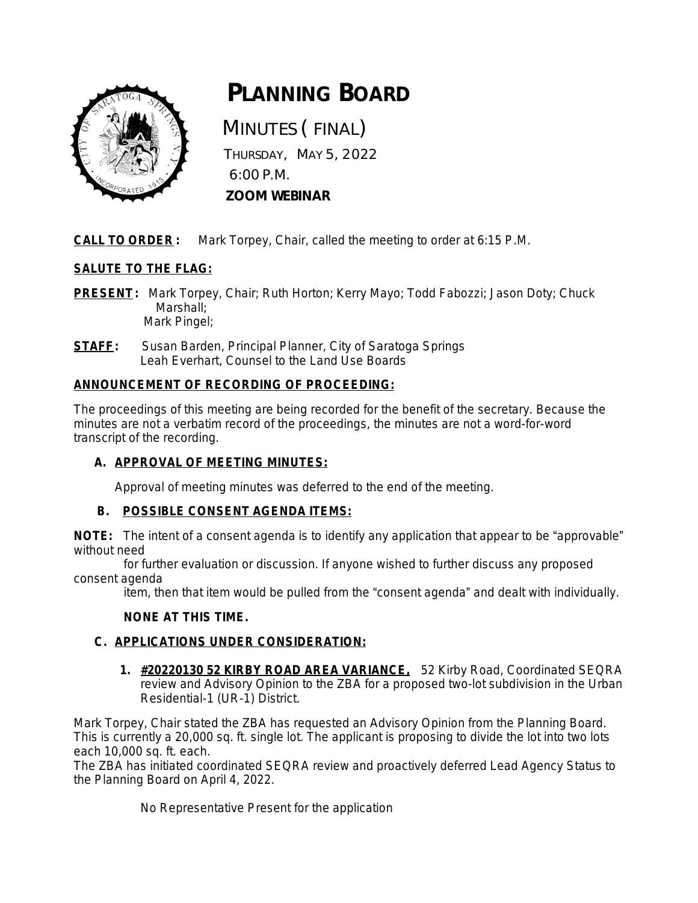# PLANNING BOARD

MINUTES (FINAL)

THURSDAY, MAY 5, 2022

6:00 P.M.

**ZOOM WEBINAR**

**CALL TO ORDER:** Mark Torpey, Chair, called the meeting to order at 6:15 P.M.

**SALUTE TO THE FLAG:**

**PRESENT:** Mark Torpey, Chair; Ruth Horton; Kerry Mayo; Todd Fabozzi; Jason Doty; Chuck Marshall; Mark Pingel;

**STAFF:** Susan Barden, Principal Planner, City of Saratoga Springs
Leah Everhart, Counsel to the Land Use Boards

**ANNOUNCEMENT OF RECORDING OF PROCEEDING:**

The proceedings of this meeting are being recorded for the benefit of the secretary. Because the minutes are not a verbatim record of the proceedings, the minutes are not a word-for-word transcript of the recording.

**A. APPROVAL OF MEETING MINUTES:**

Approval of meeting minutes was deferred to the end of the meeting.

**B. POSSIBLE CONSENT AGENDA ITEMS:**

**NOTE:** The intent of a consent agenda is to identify any application that appear to be "approvable" without need for further evaluation or discussion. If anyone wished to further discuss any proposed consent agenda item, then that item would be pulled from the "consent agenda" and dealt with individually.

**NONE AT THIS TIME.**

**C. APPLICATIONS UNDER CONSIDERATION:**

1. **#20220130 52 KIRBY ROAD AREA VARIANCE,** 52 Kirby Road, Coordinated SEQRA review and Advisory Opinion to the ZBA for a proposed two-lot subdivision in the Urban Residential-1 (UR-1) District.

Mark Torpey, Chair stated the ZBA has requested an Advisory Opinion from the Planning Board. This is currently a 20,000 sq. ft. single lot. The applicant is proposing to divide the lot into two lots each 10,000 sq. ft. each.
The ZBA has initiated coordinated SEQRA review and proactively deferred Lead Agency Status to the Planning Board on April 4, 2022.

No Representative Present for the application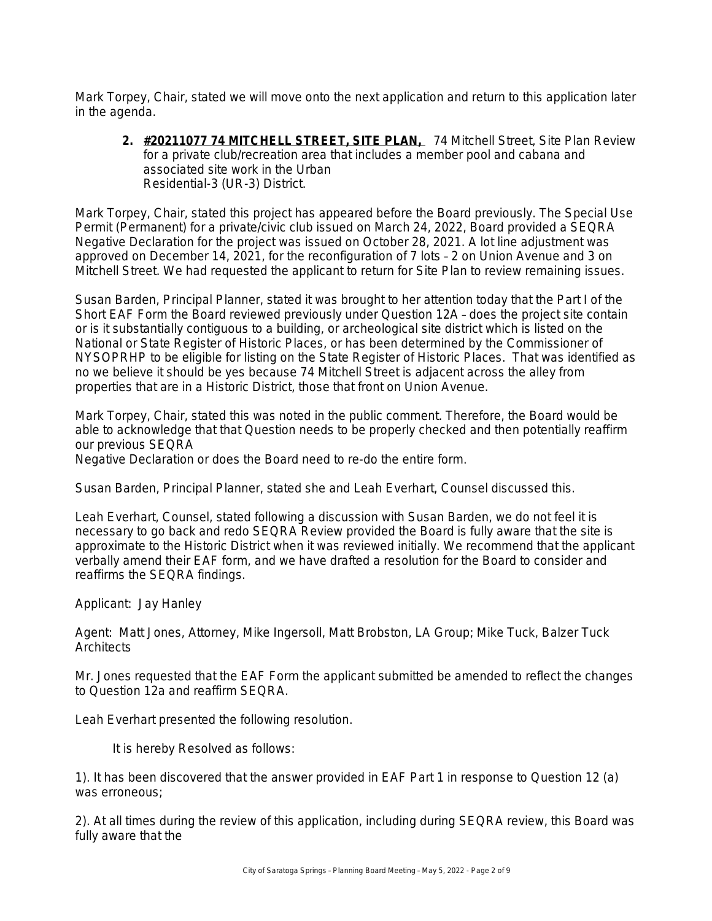Mark Torpey, Chair, stated we will move onto the next application and return to this application later in the agenda.

2. **#20211077 74 MITCHELL STREET, SITE PLAN,** 74 Mitchell Street, Site Plan Review for a private club/recreation area that includes a member pool and cabana and associated site work in the Urban Residential-3 (UR-3) District.

Mark Torpey, Chair, stated this project has appeared before the Board previously. The Special Use Permit (Permanent) for a private/civic club issued on March 24, 2022, Board provided a SEQRA Negative Declaration for the project was issued on October 28, 2021. A lot line adjustment was approved on December 14, 2021, for the reconfiguration of 7 lots – 2 on Union Avenue and 3 on Mitchell Street. We had requested the applicant to return for Site Plan to review remaining issues.

Susan Barden, Principal Planner, stated it was brought to her attention today that the Part I of the Short EAF Form the Board reviewed previously under Question 12A – does the project site contain or is it substantially contiguous to a building, or archeological site district which is listed on the National or State Register of Historic Places, or has been determined by the Commissioner of NYSOPRHP to be eligible for listing on the State Register of Historic Places. That was identified as no we believe it should be yes because 74 Mitchell Street is adjacent across the alley from properties that are in a Historic District, those that front on Union Avenue.

Mark Torpey, Chair, stated this was noted in the public comment. Therefore, the Board would be able to acknowledge that that Question needs to be properly checked and then potentially reaffirm our previous SEQRA Negative Declaration or does the Board need to re-do the entire form.

Susan Barden, Principal Planner, stated she and Leah Everhart, Counsel discussed this.

Leah Everhart, Counsel, stated following a discussion with Susan Barden, we do not feel it is necessary to go back and redo SEQRA Review provided the Board is fully aware that the site is approximate to the Historic District when it was reviewed initially. We recommend that the applicant verbally amend their EAF form, and we have drafted a resolution for the Board to consider and reaffirms the SEQRA findings.

Applicant: Jay Hanley

Agent: Matt Jones, Attorney, Mike Ingersoll, Matt Brobston, LA Group; Mike Tuck, Balzer Tuck Architects

Mr. Jones requested that the EAF Form the applicant submitted be amended to reflect the changes to Question 12a and reaffirm SEQRA.

Leah Everhart presented the following resolution.

It is hereby Resolved as follows:

1). It has been discovered that the answer provided in EAF Part 1 in response to Question 12 (a) was erroneous;

2). At all times during the review of this application, including during SEQRA review, this Board was fully aware that the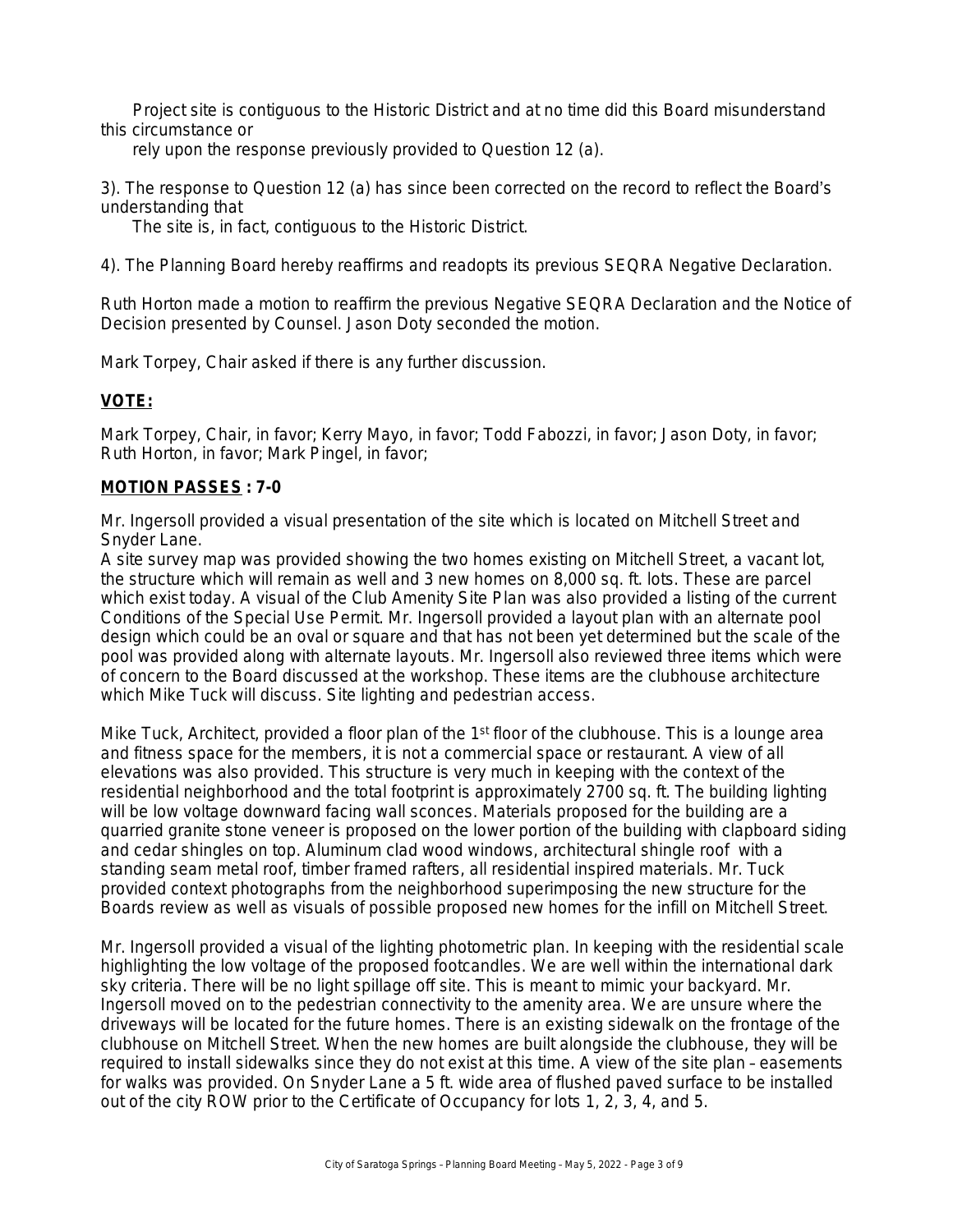Project site is contiguous to the Historic District and at no time did this Board misunderstand this circumstance or

rely upon the response previously provided to Question 12 (a).

3). The response to Question 12 (a) has since been corrected on the record to reflect the Board's understanding that

The site is, in fact, contiguous to the Historic District.

4). The Planning Board hereby reaffirms and readopts its previous SEQRA Negative Declaration.

Ruth Horton made a motion to reaffirm the previous Negative SEQRA Declaration and the Notice of Decision presented by Counsel. Jason Doty seconded the motion.

Mark Torpey, Chair asked if there is any further discussion.

**VOTE:**

Mark Torpey, Chair, in favor; Kerry Mayo, in favor; Todd Fabozzi, in favor; Jason Doty, in favor; Ruth Horton, in favor; Mark Pingel, in favor;

**MOTION PASSES : 7-0**

Mr. Ingersoll provided a visual presentation of the site which is located on Mitchell Street and Snyder Lane.

A site survey map was provided showing the two homes existing on Mitchell Street, a vacant lot, the structure which will remain as well and 3 new homes on 8,000 sq. ft. lots. These are parcel which exist today. A visual of the Club Amenity Site Plan was also provided a listing of the current Conditions of the Special Use Permit. Mr. Ingersoll provided a layout plan with an alternate pool design which could be an oval or square and that has not been yet determined but the scale of the pool was provided along with alternate layouts. Mr. Ingersoll also reviewed three items which were of concern to the Board discussed at the workshop. These items are the clubhouse architecture which Mike Tuck will discuss. Site lighting and pedestrian access.

Mike Tuck, Architect, provided a floor plan of the 1st floor of the clubhouse. This is a lounge area and fitness space for the members, it is not a commercial space or restaurant. A view of all elevations was also provided. This structure is very much in keeping with the context of the residential neighborhood and the total footprint is approximately 2700 sq. ft. The building lighting will be low voltage downward facing wall sconces. Materials proposed for the building are a quarried granite stone veneer is proposed on the lower portion of the building with clapboard siding and cedar shingles on top. Aluminum clad wood windows, architectural shingle roof with a standing seam metal roof, timber framed rafters, all residential inspired materials. Mr. Tuck provided context photographs from the neighborhood superimposing the new structure for the Boards review as well as visuals of possible proposed new homes for the infill on Mitchell Street.

Mr. Ingersoll provided a visual of the lighting photometric plan. In keeping with the residential scale highlighting the low voltage of the proposed footcandles. We are well within the international dark sky criteria. There will be no light spillage off site. This is meant to mimic your backyard. Mr. Ingersoll moved on to the pedestrian connectivity to the amenity area. We are unsure where the driveways will be located for the future homes. There is an existing sidewalk on the frontage of the clubhouse on Mitchell Street. When the new homes are built alongside the clubhouse, they will be required to install sidewalks since they do not exist at this time. A view of the site plan – easements for walks was provided. On Snyder Lane a 5 ft. wide area of flushed paved surface to be installed out of the city ROW prior to the Certificate of Occupancy for lots 1, 2, 3, 4, and 5.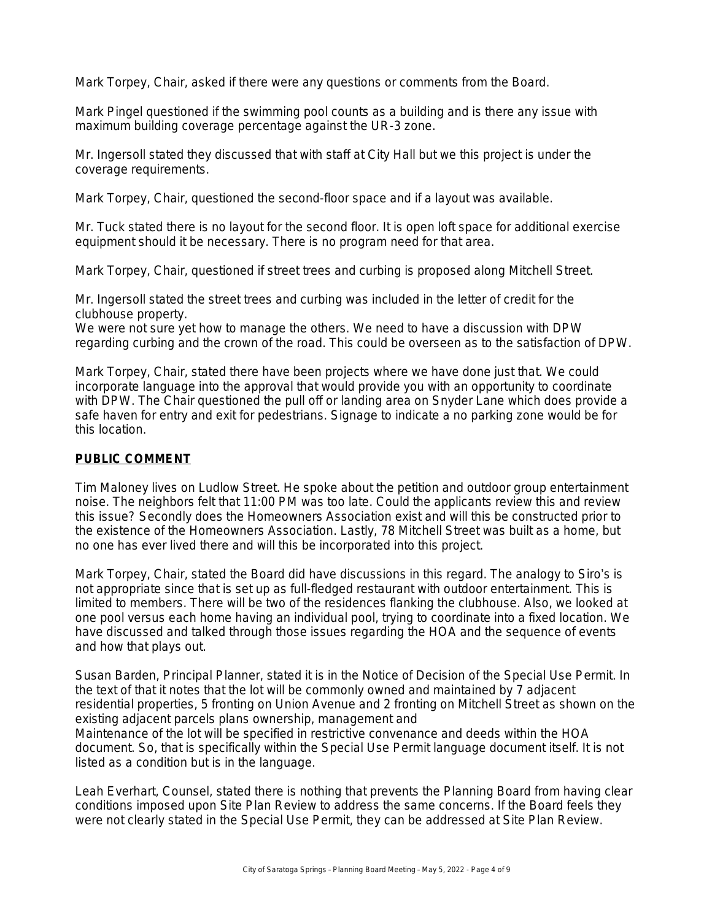Mark Torpey, Chair, asked if there were any questions or comments from the Board.

Mark Pingel questioned if the swimming pool counts as a building and is there any issue with maximum building coverage percentage against the UR-3 zone.

Mr. Ingersoll stated they discussed that with staff at City Hall but we this project is under the coverage requirements.

Mark Torpey, Chair, questioned the second-floor space and if a layout was available.

Mr. Tuck stated there is no layout for the second floor. It is open loft space for additional exercise equipment should it be necessary. There is no program need for that area.

Mark Torpey, Chair, questioned if street trees and curbing is proposed along Mitchell Street.

Mr. Ingersoll stated the street trees and curbing was included in the letter of credit for the clubhouse property.
We were not sure yet how to manage the others. We need to have a discussion with DPW regarding curbing and the crown of the road. This could be overseen as to the satisfaction of DPW.

Mark Torpey, Chair, stated there have been projects where we have done just that. We could incorporate language into the approval that would provide you with an opportunity to coordinate with DPW. The Chair questioned the pull off or landing area on Snyder Lane which does provide a safe haven for entry and exit for pedestrians. Signage to indicate a no parking zone would be for this location.

## PUBLIC COMMENT

Tim Maloney lives on Ludlow Street. He spoke about the petition and outdoor group entertainment noise. The neighbors felt that 11:00 PM was too late. Could the applicants review this and review this issue? Secondly does the Homeowners Association exist and will this be constructed prior to the existence of the Homeowners Association. Lastly, 78 Mitchell Street was built as a home, but no one has ever lived there and will this be incorporated into this project.

Mark Torpey, Chair, stated the Board did have discussions in this regard. The analogy to Siro's is not appropriate since that is set up as full-fledged restaurant with outdoor entertainment. This is limited to members. There will be two of the residences flanking the clubhouse. Also, we looked at one pool versus each home having an individual pool, trying to coordinate into a fixed location. We have discussed and talked through those issues regarding the HOA and the sequence of events and how that plays out.

Susan Barden, Principal Planner, stated it is in the Notice of Decision of the Special Use Permit. In the text of that it notes that the lot will be commonly owned and maintained by 7 adjacent residential properties, 5 fronting on Union Avenue and 2 fronting on Mitchell Street as shown on the existing adjacent parcels plans ownership, management and
Maintenance of the lot will be specified in restrictive convenance and deeds within the HOA document. So, that is specifically within the Special Use Permit language document itself. It is not listed as a condition but is in the language.

Leah Everhart, Counsel, stated there is nothing that prevents the Planning Board from having clear conditions imposed upon Site Plan Review to address the same concerns. If the Board feels they were not clearly stated in the Special Use Permit, they can be addressed at Site Plan Review.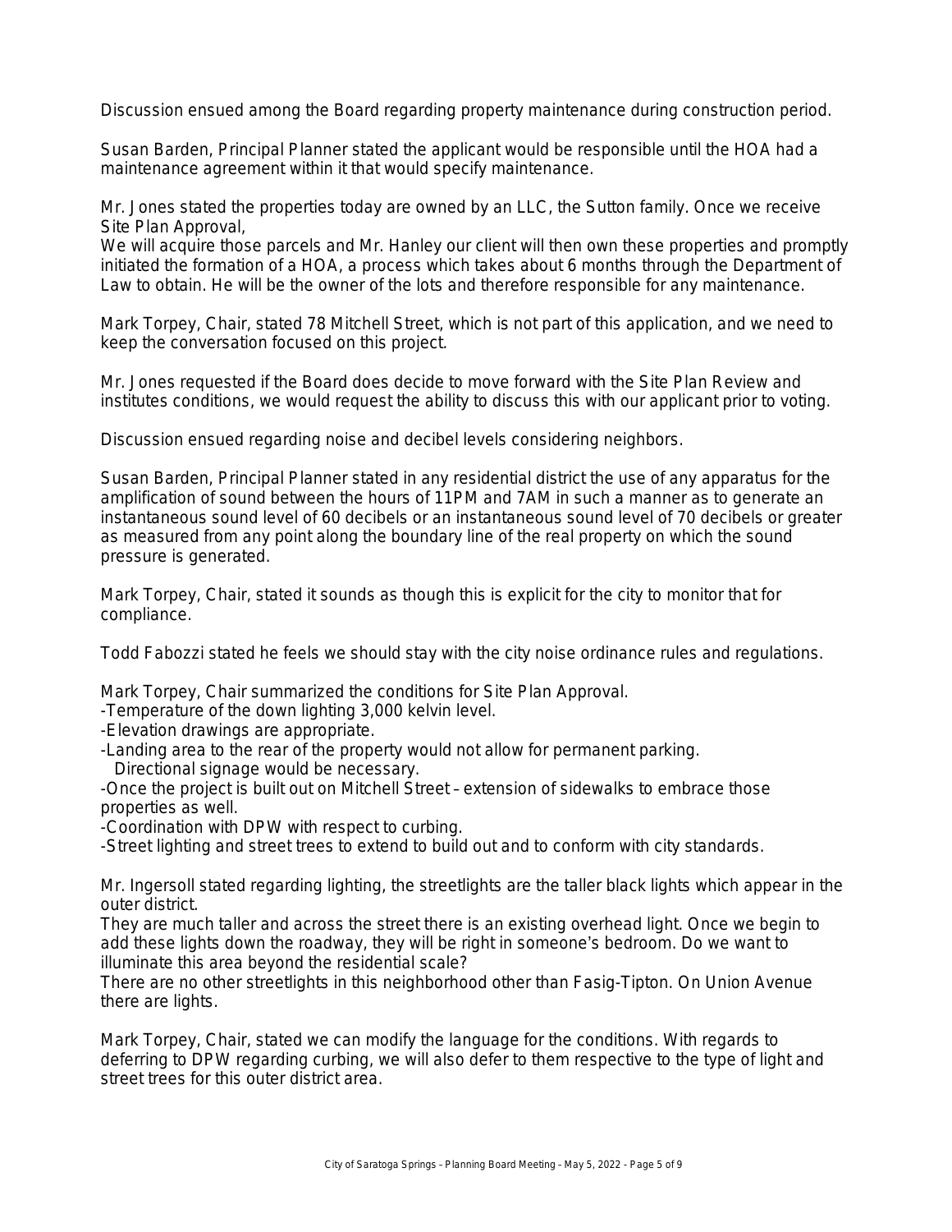Discussion ensued among the Board regarding property maintenance during construction period.

Susan Barden, Principal Planner stated the applicant would be responsible until the HOA had a maintenance agreement within it that would specify maintenance.

Mr. Jones stated the properties today are owned by an LLC, the Sutton family. Once we receive Site Plan Approval,
We will acquire those parcels and Mr. Hanley our client will then own these properties and promptly initiated the formation of a HOA, a process which takes about 6 months through the Department of Law to obtain. He will be the owner of the lots and therefore responsible for any maintenance.

Mark Torpey, Chair, stated 78 Mitchell Street, which is not part of this application, and we need to keep the conversation focused on this project.

Mr. Jones requested if the Board does decide to move forward with the Site Plan Review and institutes conditions, we would request the ability to discuss this with our applicant prior to voting.

Discussion ensued regarding noise and decibel levels considering neighbors.

Susan Barden, Principal Planner stated in any residential district the use of any apparatus for the amplification of sound between the hours of 11PM and 7AM in such a manner as to generate an instantaneous sound level of 60 decibels or an instantaneous sound level of 70 decibels or greater as measured from any point along the boundary line of the real property on which the sound pressure is generated.

Mark Torpey, Chair, stated it sounds as though this is explicit for the city to monitor that for compliance.

Todd Fabozzi stated he feels we should stay with the city noise ordinance rules and regulations.

Mark Torpey, Chair summarized the conditions for Site Plan Approval.
-Temperature of the down lighting 3,000 kelvin level.
-Elevation drawings are appropriate.
-Landing area to the rear of the property would not allow for permanent parking.
  Directional signage would be necessary.
-Once the project is built out on Mitchell Street – extension of sidewalks to embrace those properties as well.
-Coordination with DPW with respect to curbing.
-Street lighting and street trees to extend to build out and to conform with city standards.

Mr. Ingersoll stated regarding lighting, the streetlights are the taller black lights which appear in the outer district.
They are much taller and across the street there is an existing overhead light. Once we begin to add these lights down the roadway, they will be right in someone's bedroom. Do we want to illuminate this area beyond the residential scale?
There are no other streetlights in this neighborhood other than Fasig-Tipton. On Union Avenue there are lights.

Mark Torpey, Chair, stated we can modify the language for the conditions. With regards to deferring to DPW regarding curbing, we will also defer to them respective to the type of light and street trees for this outer district area.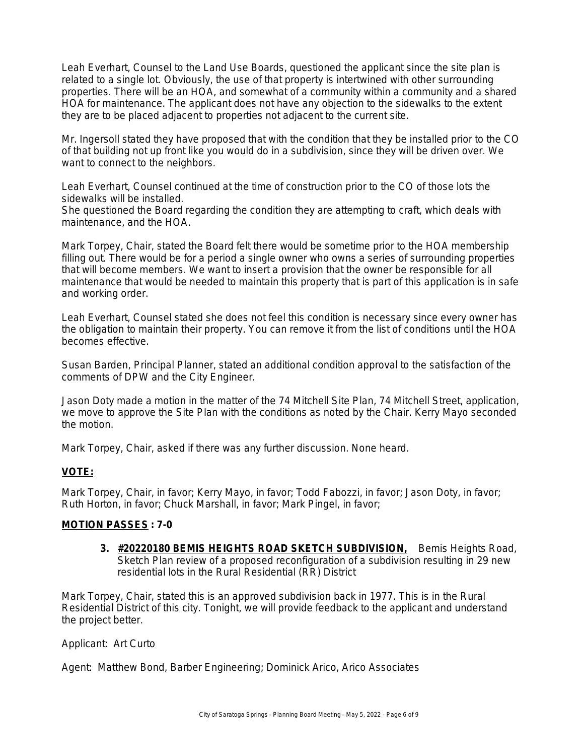Leah Everhart, Counsel to the Land Use Boards, questioned the applicant since the site plan is related to a single lot. Obviously, the use of that property is intertwined with other surrounding properties. There will be an HOA, and somewhat of a community within a community and a shared HOA for maintenance. The applicant does not have any objection to the sidewalks to the extent they are to be placed adjacent to properties not adjacent to the current site.

Mr. Ingersoll stated they have proposed that with the condition that they be installed prior to the CO of that building not up front like you would do in a subdivision, since they will be driven over. We want to connect to the neighbors.

Leah Everhart, Counsel continued at the time of construction prior to the CO of those lots the sidewalks will be installed.
She questioned the Board regarding the condition they are attempting to craft, which deals with maintenance, and the HOA.

Mark Torpey, Chair, stated the Board felt there would be sometime prior to the HOA membership filling out. There would be for a period a single owner who owns a series of surrounding properties that will become members. We want to insert a provision that the owner be responsible for all maintenance that would be needed to maintain this property that is part of this application is in safe and working order.

Leah Everhart, Counsel stated she does not feel this condition is necessary since every owner has the obligation to maintain their property. You can remove it from the list of conditions until the HOA becomes effective.

Susan Barden, Principal Planner, stated an additional condition approval to the satisfaction of the comments of DPW and the City Engineer.

Jason Doty made a motion in the matter of the 74 Mitchell Site Plan, 74 Mitchell Street, application, we move to approve the Site Plan with the conditions as noted by the Chair. Kerry Mayo seconded the motion.

Mark Torpey, Chair, asked if there was any further discussion. None heard.

**VOTE:**

Mark Torpey, Chair, in favor; Kerry Mayo, in favor; Todd Fabozzi, in favor; Jason Doty, in favor; Ruth Horton, in favor; Chuck Marshall, in favor; Mark Pingel, in favor;

**MOTION PASSES : 7-0**

3. **#20220180 BEMIS HEIGHTS ROAD SKETCH SUBDIVISION,** Bemis Heights Road, Sketch Plan review of a proposed reconfiguration of a subdivision resulting in 29 new residential lots in the Rural Residential (RR) District

Mark Torpey, Chair, stated this is an approved subdivision back in 1977. This is in the Rural Residential District of this city. Tonight, we will provide feedback to the applicant and understand the project better.

Applicant: Art Curto

Agent: Matthew Bond, Barber Engineering; Dominick Arico, Arico Associates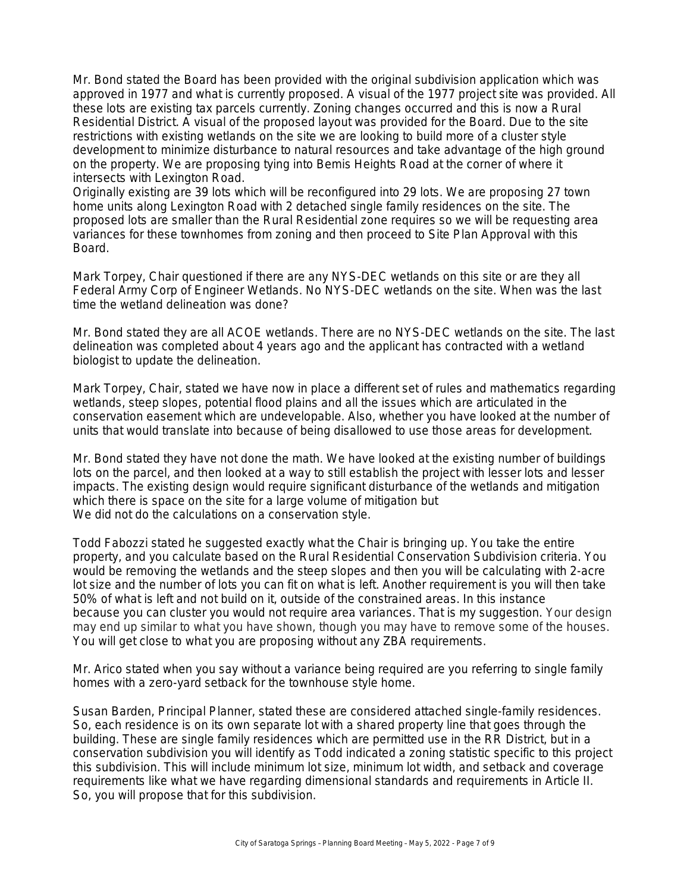Mr. Bond stated the Board has been provided with the original subdivision application which was approved in 1977 and what is currently proposed. A visual of the 1977 project site was provided. All these lots are existing tax parcels currently. Zoning changes occurred and this is now a Rural Residential District. A visual of the proposed layout was provided for the Board. Due to the site restrictions with existing wetlands on the site we are looking to build more of a cluster style development to minimize disturbance to natural resources and take advantage of the high ground on the property. We are proposing tying into Bemis Heights Road at the corner of where it intersects with Lexington Road.
Originally existing are 39 lots which will be reconfigured into 29 lots. We are proposing 27 town home units along Lexington Road with 2 detached single family residences on the site. The proposed lots are smaller than the Rural Residential zone requires so we will be requesting area variances for these townhomes from zoning and then proceed to Site Plan Approval with this Board.

Mark Torpey, Chair questioned if there are any NYS-DEC wetlands on this site or are they all Federal Army Corp of Engineer Wetlands. No NYS-DEC wetlands on the site. When was the last time the wetland delineation was done?

Mr. Bond stated they are all ACOE wetlands. There are no NYS-DEC wetlands on the site. The last delineation was completed about 4 years ago and the applicant has contracted with a wetland biologist to update the delineation.

Mark Torpey, Chair, stated we have now in place a different set of rules and mathematics regarding wetlands, steep slopes, potential flood plains and all the issues which are articulated in the conservation easement which are undevelopable. Also, whether you have looked at the number of units that would translate into because of being disallowed to use those areas for development.

Mr. Bond stated they have not done the math. We have looked at the existing number of buildings lots on the parcel, and then looked at a way to still establish the project with lesser lots and lesser impacts. The existing design would require significant disturbance of the wetlands and mitigation which there is space on the site for a large volume of mitigation but
We did not do the calculations on a conservation style.

Todd Fabozzi stated he suggested exactly what the Chair is bringing up. You take the entire property, and you calculate based on the Rural Residential Conservation Subdivision criteria. You would be removing the wetlands and the steep slopes and then you will be calculating with 2-acre lot size and the number of lots you can fit on what is left. Another requirement is you will then take 50% of what is left and not build on it, outside of the constrained areas. In this instance because you can cluster you would not require area variances. That is my suggestion. Your design may end up similar to what you have shown, though you may have to remove some of the houses. You will get close to what you are proposing without any ZBA requirements.

Mr. Arico stated when you say without a variance being required are you referring to single family homes with a zero-yard setback for the townhouse style home.

Susan Barden, Principal Planner, stated these are considered attached single-family residences. So, each residence is on its own separate lot with a shared property line that goes through the building. These are single family residences which are permitted use in the RR District, but in a conservation subdivision you will identify as Todd indicated a zoning statistic specific to this project this subdivision. This will include minimum lot size, minimum lot width, and setback and coverage requirements like what we have regarding dimensional standards and requirements in Article II. So, you will propose that for this subdivision.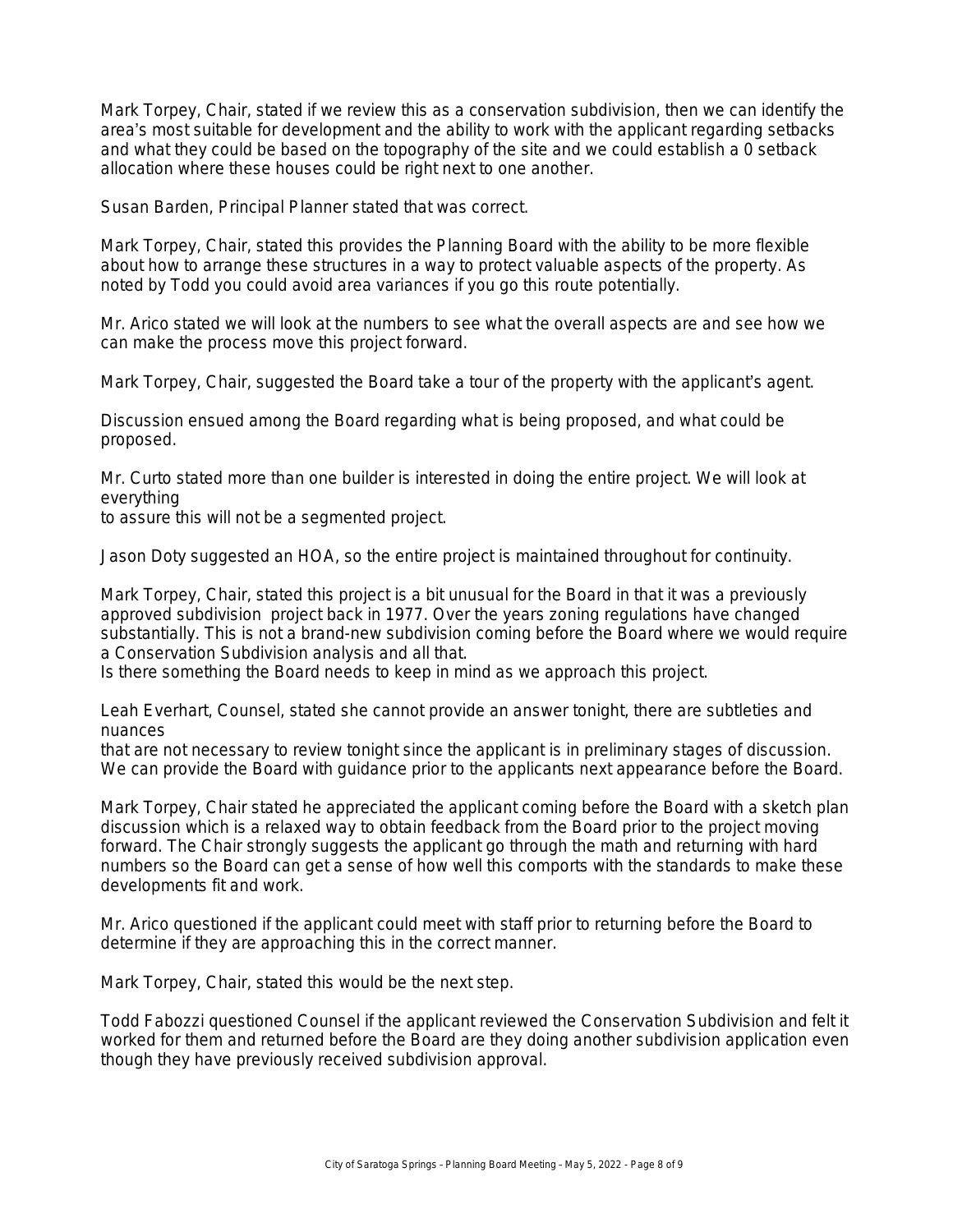Mark Torpey, Chair, stated if we review this as a conservation subdivision, then we can identify the area's most suitable for development and the ability to work with the applicant regarding setbacks and what they could be based on the topography of the site and we could establish a 0 setback allocation where these houses could be right next to one another.

Susan Barden, Principal Planner stated that was correct.

Mark Torpey, Chair, stated this provides the Planning Board with the ability to be more flexible about how to arrange these structures in a way to protect valuable aspects of the property. As noted by Todd you could avoid area variances if you go this route potentially.

Mr. Arico stated we will look at the numbers to see what the overall aspects are and see how we can make the process move this project forward.

Mark Torpey, Chair, suggested the Board take a tour of the property with the applicant's agent.

Discussion ensued among the Board regarding what is being proposed, and what could be proposed.

Mr. Curto stated more than one builder is interested in doing the entire project. We will look at everything
to assure this will not be a segmented project.

Jason Doty suggested an HOA, so the entire project is maintained throughout for continuity.

Mark Torpey, Chair, stated this project is a bit unusual for the Board in that it was a previously approved subdivision project back in 1977. Over the years zoning regulations have changed substantially. This is not a brand-new subdivision coming before the Board where we would require a Conservation Subdivision analysis and all that.
Is there something the Board needs to keep in mind as we approach this project.

Leah Everhart, Counsel, stated she cannot provide an answer tonight, there are subtleties and nuances
that are not necessary to review tonight since the applicant is in preliminary stages of discussion. We can provide the Board with guidance prior to the applicants next appearance before the Board.

Mark Torpey, Chair stated he appreciated the applicant coming before the Board with a sketch plan discussion which is a relaxed way to obtain feedback from the Board prior to the project moving forward. The Chair strongly suggests the applicant go through the math and returning with hard numbers so the Board can get a sense of how well this comports with the standards to make these developments fit and work.

Mr. Arico questioned if the applicant could meet with staff prior to returning before the Board to determine if they are approaching this in the correct manner.

Mark Torpey, Chair, stated this would be the next step.

Todd Fabozzi questioned Counsel if the applicant reviewed the Conservation Subdivision and felt it worked for them and returned before the Board are they doing another subdivision application even though they have previously received subdivision approval.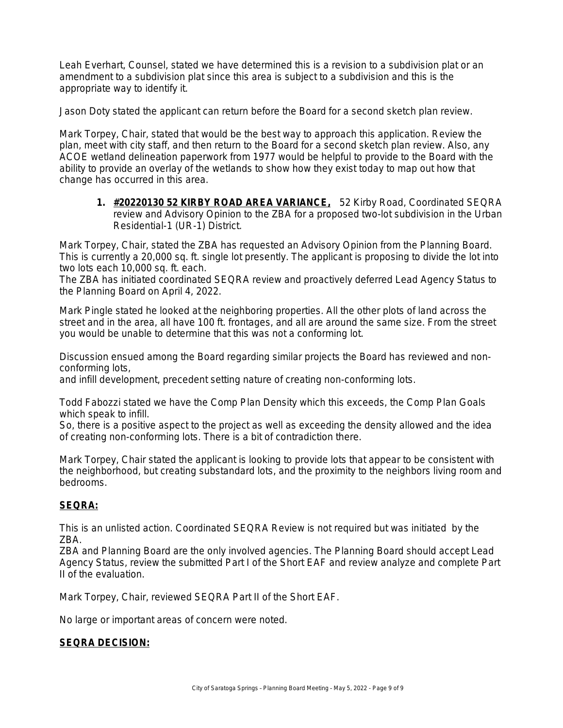Leah Everhart, Counsel, stated we have determined this is a revision to a subdivision plat or an amendment to a subdivision plat since this area is subject to a subdivision and this is the appropriate way to identify it.

Jason Doty stated the applicant can return before the Board for a second sketch plan review.

Mark Torpey, Chair, stated that would be the best way to approach this application. Review the plan, meet with city staff, and then return to the Board for a second sketch plan review. Also, any ACOE wetland delineation paperwork from 1977 would be helpful to provide to the Board with the ability to provide an overlay of the wetlands to show how they exist today to map out how that change has occurred in this area.

1. **#20220130 52 KIRBY ROAD AREA VARIANCE,** 52 Kirby Road, Coordinated SEQRA review and Advisory Opinion to the ZBA for a proposed two-lot subdivision in the Urban Residential-1 (UR-1) District.

Mark Torpey, Chair, stated the ZBA has requested an Advisory Opinion from the Planning Board. This is currently a 20,000 sq. ft. single lot presently. The applicant is proposing to divide the lot into two lots each 10,000 sq. ft. each.
The ZBA has initiated coordinated SEQRA review and proactively deferred Lead Agency Status to the Planning Board on April 4, 2022.

Mark Pingle stated he looked at the neighboring properties. All the other plots of land across the street and in the area, all have 100 ft. frontages, and all are around the same size. From the street you would be unable to determine that this was not a conforming lot.

Discussion ensued among the Board regarding similar projects the Board has reviewed and non-conforming lots,
and infill development, precedent setting nature of creating non-conforming lots.

Todd Fabozzi stated we have the Comp Plan Density which this exceeds, the Comp Plan Goals which speak to infill.
So, there is a positive aspect to the project as well as exceeding the density allowed and the idea of creating non-conforming lots. There is a bit of contradiction there.

Mark Torpey, Chair stated the applicant is looking to provide lots that appear to be consistent with the neighborhood, but creating substandard lots, and the proximity to the neighbors living room and bedrooms.

**SEQRA:**

This is an unlisted action. Coordinated SEQRA Review is not required but was initiated by the ZBA.
ZBA and Planning Board are the only involved agencies. The Planning Board should accept Lead Agency Status, review the submitted Part I of the Short EAF and review analyze and complete Part II of the evaluation.

Mark Torpey, Chair, reviewed SEQRA Part II of the Short EAF.

No large or important areas of concern were noted.

**SEQRA DECISION:**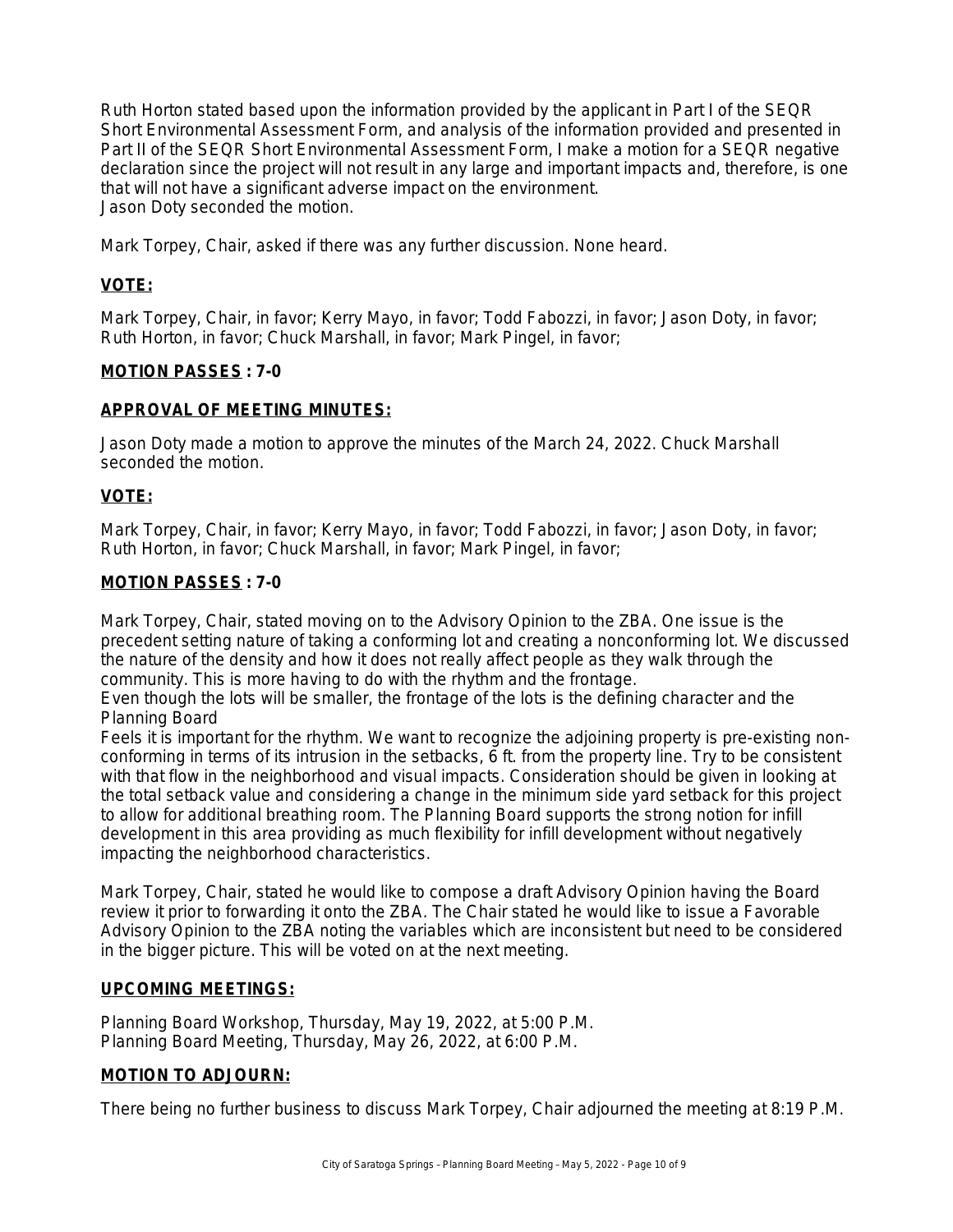Ruth Horton stated based upon the information provided by the applicant in Part I of the SEQR Short Environmental Assessment Form, and analysis of the information provided and presented in Part II of the SEQR Short Environmental Assessment Form, I make a motion for a SEQR negative declaration since the project will not result in any large and important impacts and, therefore, is one that will not have a significant adverse impact on the environment.
Jason Doty seconded the motion.

Mark Torpey, Chair, asked if there was any further discussion. None heard.

**VOTE:**

Mark Torpey, Chair, in favor; Kerry Mayo, in favor; Todd Fabozzi, in favor; Jason Doty, in favor; Ruth Horton, in favor; Chuck Marshall, in favor; Mark Pingel, in favor;

**MOTION PASSES : 7-0**

**APPROVAL OF MEETING MINUTES:**

Jason Doty made a motion to approve the minutes of the March 24, 2022. Chuck Marshall seconded the motion.

**VOTE:**

Mark Torpey, Chair, in favor; Kerry Mayo, in favor; Todd Fabozzi, in favor; Jason Doty, in favor; Ruth Horton, in favor; Chuck Marshall, in favor; Mark Pingel, in favor;

**MOTION PASSES : 7-0**

Mark Torpey, Chair, stated moving on to the Advisory Opinion to the ZBA. One issue is the precedent setting nature of taking a conforming lot and creating a nonconforming lot. We discussed the nature of the density and how it does not really affect people as they walk through the community. This is more having to do with the rhythm and the frontage.
Even though the lots will be smaller, the frontage of the lots is the defining character and the Planning Board
Feels it is important for the rhythm. We want to recognize the adjoining property is pre-existing non-conforming in terms of its intrusion in the setbacks, 6 ft. from the property line. Try to be consistent with that flow in the neighborhood and visual impacts. Consideration should be given in looking at the total setback value and considering a change in the minimum side yard setback for this project to allow for additional breathing room. The Planning Board supports the strong notion for infill development in this area providing as much flexibility for infill development without negatively impacting the neighborhood characteristics.

Mark Torpey, Chair, stated he would like to compose a draft Advisory Opinion having the Board review it prior to forwarding it onto the ZBA. The Chair stated he would like to issue a Favorable Advisory Opinion to the ZBA noting the variables which are inconsistent but need to be considered in the bigger picture. This will be voted on at the next meeting.

**UPCOMING MEETINGS:**

Planning Board Workshop, Thursday, May 19, 2022, at 5:00 P.M.
Planning Board Meeting, Thursday, May 26, 2022, at 6:00 P.M.

**MOTION TO ADJOURN:**

There being no further business to discuss Mark Torpey, Chair adjourned the meeting at 8:19 P.M.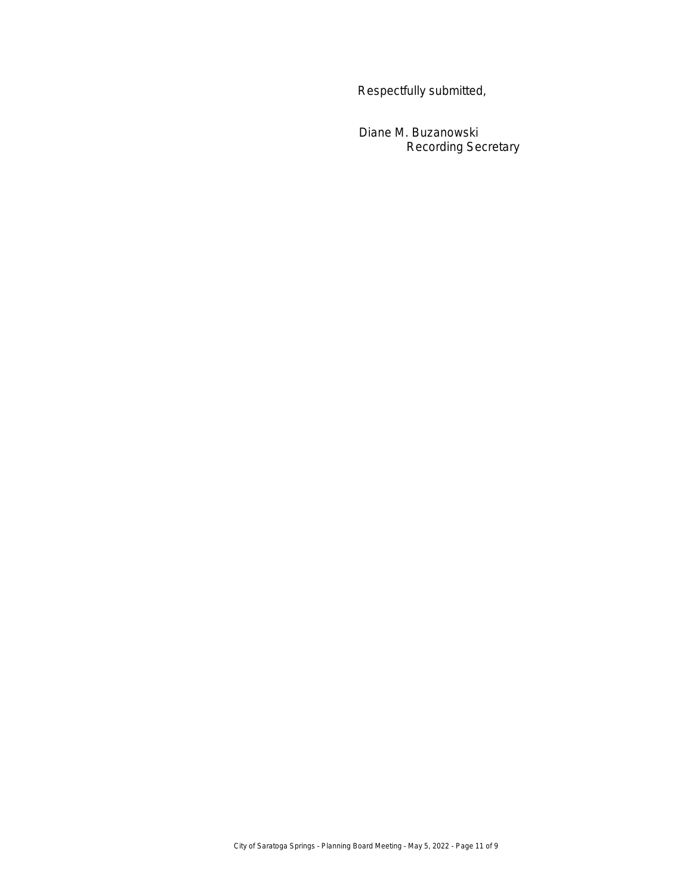Respectfully submitted,

Diane M. Buzanowski
Recording Secretary